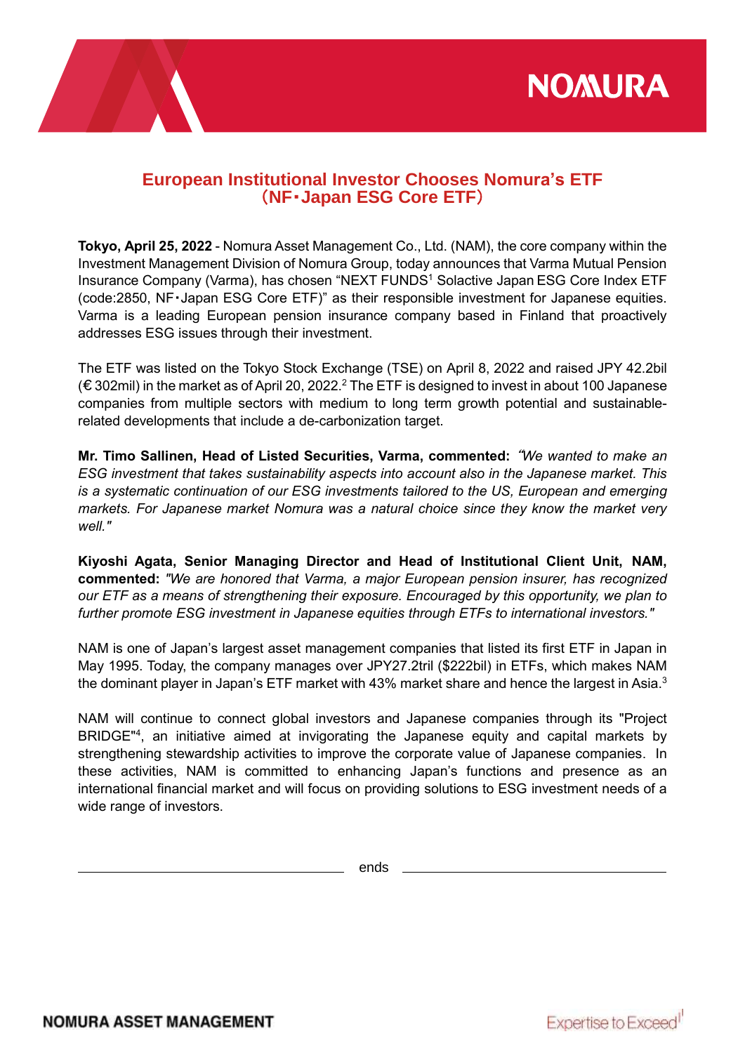# European Institutional Investor Chooses Nomura's ETF （NF･Japan ESG Core ETF）

**Tokyo, April 25, 2022** - Nomura Asset Management Co., Ltd. (NAM), the core company within the Investment Management Division of Nomura Group, today announces that Varma Mutual Pension Insurance Company (Varma), has chosen "NEXT FUNDS[1] Solactive Japan ESG Core Index ETF (code:2850, NF･Japan ESG Core ETF)" as their responsible investment for Japanese equities. Varma is a leading European pension insurance company based in Finland that proactively addresses ESG issues through their investment.

The ETF was listed on the Tokyo Stock Exchange (TSE) on April 8, 2022 and raised JPY 42.2bil (€ 302mil) in the market as of April 20, 2022.[2] The ETF is designed to invest in about 100 Japanese companies from multiple sectors with medium to long term growth potential and sustainable-related developments that include a de-carbonization target.

**Mr. Timo Sallinen, Head of Listed Securities, Varma, commented:** *"We wanted to make an ESG investment that takes sustainability aspects into account also in the Japanese market. This is a systematic continuation of our ESG investments tailored to the US, European and emerging markets. For Japanese market Nomura was a natural choice since they know the market very well."*

**Kiyoshi Agata, Senior Managing Director and Head of Institutional Client Unit, NAM, commented:** *"We are honored that Varma, a major European pension insurer, has recognized our ETF as a means of strengthening their exposure. Encouraged by this opportunity, we plan to further promote ESG investment in Japanese equities through ETFs to international investors."*

NAM is one of Japan's largest asset management companies that listed its first ETF in Japan in May 1995. Today, the company manages over JPY27.2tril ($222bil) in ETFs, which makes NAM the dominant player in Japan's ETF market with 43% market share and hence the largest in Asia.[3]

NAM will continue to connect global investors and Japanese companies through its "Project BRIDGE"[4], an initiative aimed at invigorating the Japanese equity and capital markets by strengthening stewardship activities to improve the corporate value of Japanese companies. In these activities, NAM is committed to enhancing Japan's functions and presence as an international financial market and will focus on providing solutions to ESG investment needs of a wide range of investors.

ends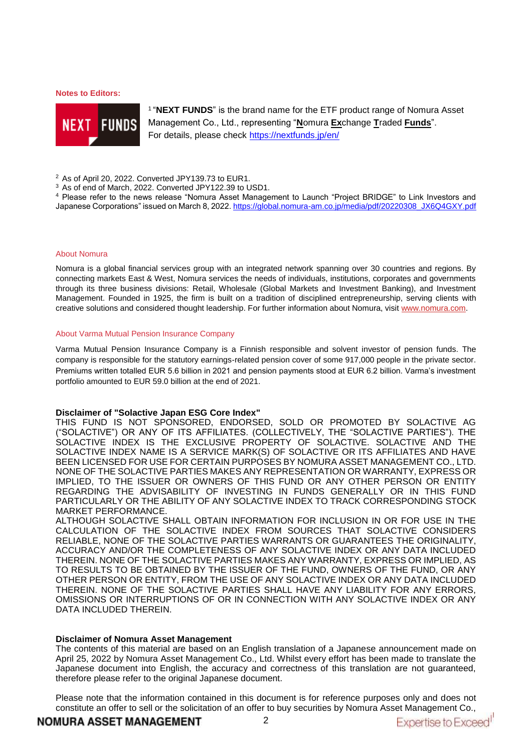**Notes to Editors:**

[1] "**NEXT FUNDS**" is the brand name for the ETF product range of Nomura Asset Management Co., Ltd., representing "**N**omura **Ex**change **T**raded **Funds**". For details, please check https://nextfunds.jp/en/

[2] As of April 20, 2022. Converted JPY139.73 to EUR1.
[3] As of end of March, 2022. Converted JPY122.39 to USD1.
[4] Please refer to the news release "Nomura Asset Management to Launch "Project BRIDGE" to Link Investors and Japanese Corporations" issued on March 8, 2022. https://global.nomura-am.co.jp/media/pdf/20220308_JX6Q4GXY.pdf

## About Nomura

Nomura is a global financial services group with an integrated network spanning over 30 countries and regions. By connecting markets East & West, Nomura services the needs of individuals, institutions, corporates and governments through its three business divisions: Retail, Wholesale (Global Markets and Investment Banking), and Investment Management. Founded in 1925, the firm is built on a tradition of disciplined entrepreneurship, serving clients with creative solutions and considered thought leadership. For further information about Nomura, visit www.nomura.com.

## About Varma Mutual Pension Insurance Company

Varma Mutual Pension Insurance Company is a Finnish responsible and solvent investor of pension funds. The company is responsible for the statutory earnings-related pension cover of some 917,000 people in the private sector. Premiums written totalled EUR 5.6 billion in 2021 and pension payments stood at EUR 6.2 billion. Varma's investment portfolio amounted to EUR 59.0 billion at the end of 2021.

**Disclaimer of "Solactive Japan ESG Core Index"**

THIS FUND IS NOT SPONSORED, ENDORSED, SOLD OR PROMOTED BY SOLACTIVE AG ("SOLACTIVE") OR ANY OF ITS AFFILIATES. (COLLECTIVELY, THE "SOLACTIVE PARTIES"). THE SOLACTIVE INDEX IS THE EXCLUSIVE PROPERTY OF SOLACTIVE. SOLACTIVE AND THE SOLACTIVE INDEX NAME IS A SERVICE MARK(S) OF SOLACTIVE OR ITS AFFILIATES AND HAVE BEEN LICENSED FOR USE FOR CERTAIN PURPOSES BY NOMURA ASSET MANAGEMENT CO., LTD. NONE OF THE SOLACTIVE PARTIES MAKES ANY REPRESENTATION OR WARRANTY, EXPRESS OR IMPLIED, TO THE ISSUER OR OWNERS OF THIS FUND OR ANY OTHER PERSON OR ENTITY REGARDING THE ADVISABILITY OF INVESTING IN FUNDS GENERALLY OR IN THIS FUND PARTICULARLY OR THE ABILITY OF ANY SOLACTIVE INDEX TO TRACK CORRESPONDING STOCK MARKET PERFORMANCE.
ALTHOUGH SOLACTIVE SHALL OBTAIN INFORMATION FOR INCLUSION IN OR FOR USE IN THE CALCULATION OF THE SOLACTIVE INDEX FROM SOURCES THAT SOLACTIVE CONSIDERS RELIABLE, NONE OF THE SOLACTIVE PARTIES WARRANTS OR GUARANTEES THE ORIGINALITY, ACCURACY AND/OR THE COMPLETENESS OF ANY SOLACTIVE INDEX OR ANY DATA INCLUDED THEREIN. NONE OF THE SOLACTIVE PARTIES MAKES ANY WARRANTY, EXPRESS OR IMPLIED, AS TO RESULTS TO BE OBTAINED BY THE ISSUER OF THE FUND, OWNERS OF THE FUND, OR ANY OTHER PERSON OR ENTITY, FROM THE USE OF ANY SOLACTIVE INDEX OR ANY DATA INCLUDED THEREIN. NONE OF THE SOLACTIVE PARTIES SHALL HAVE ANY LIABILITY FOR ANY ERRORS, OMISSIONS OR INTERRUPTIONS OF OR IN CONNECTION WITH ANY SOLACTIVE INDEX OR ANY DATA INCLUDED THEREIN.

**Disclaimer of Nomura Asset Management**

The contents of this material are based on an English translation of a Japanese announcement made on April 25, 2022 by Nomura Asset Management Co., Ltd. Whilst every effort has been made to translate the Japanese document into English, the accuracy and correctness of this translation are not guaranteed, therefore please refer to the original Japanese document.

Please note that the information contained in this document is for reference purposes only and does not constitute an offer to sell or the solicitation of an offer to buy securities by Nomura Asset Management Co.,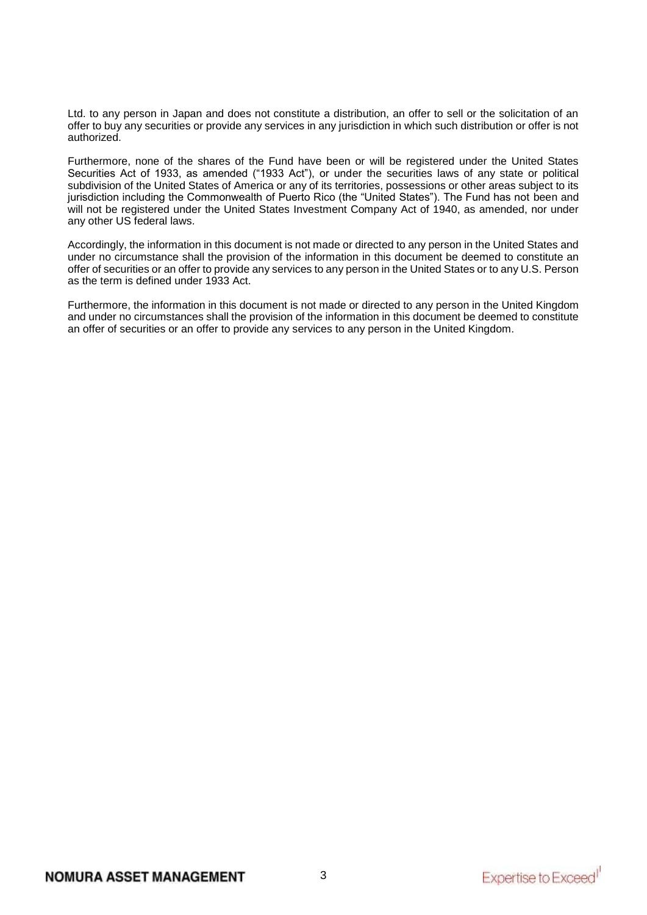Ltd. to any person in Japan and does not constitute a distribution, an offer to sell or the solicitation of an offer to buy any securities or provide any services in any jurisdiction in which such distribution or offer is not authorized.

Furthermore, none of the shares of the Fund have been or will be registered under the United States Securities Act of 1933, as amended ("1933 Act"), or under the securities laws of any state or political subdivision of the United States of America or any of its territories, possessions or other areas subject to its jurisdiction including the Commonwealth of Puerto Rico (the "United States"). The Fund has not been and will not be registered under the United States Investment Company Act of 1940, as amended, nor under any other US federal laws.

Accordingly, the information in this document is not made or directed to any person in the United States and under no circumstance shall the provision of the information in this document be deemed to constitute an offer of securities or an offer to provide any services to any person in the United States or to any U.S. Person as the term is defined under 1933 Act.

Furthermore, the information in this document is not made or directed to any person in the United Kingdom and under no circumstances shall the provision of the information in this document be deemed to constitute an offer of securities or an offer to provide any services to any person in the United Kingdom.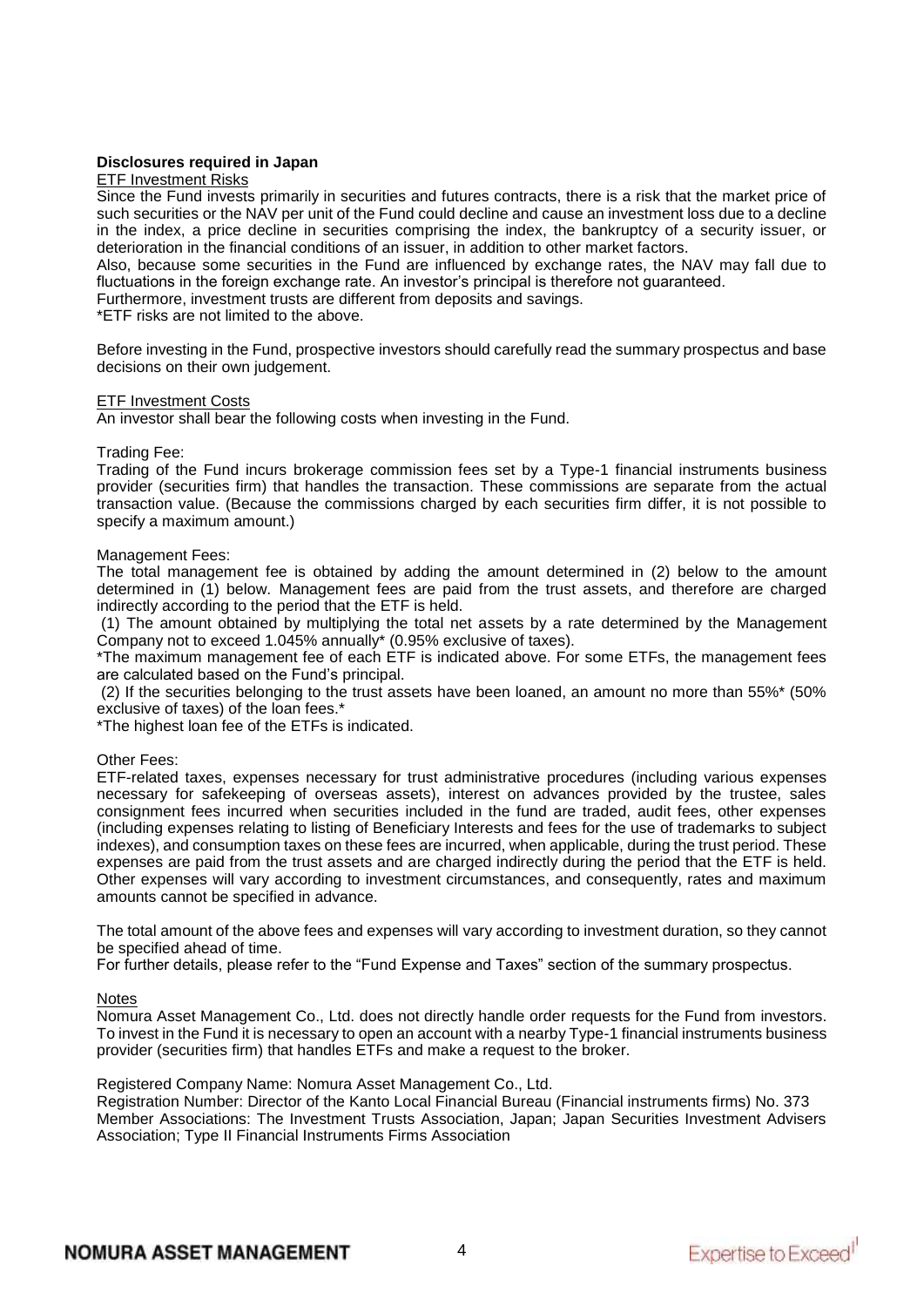**Disclosures required in Japan**

ETF Investment Risks

Since the Fund invests primarily in securities and futures contracts, there is a risk that the market price of such securities or the NAV per unit of the Fund could decline and cause an investment loss due to a decline in the index, a price decline in securities comprising the index, the bankruptcy of a security issuer, or deterioration in the financial conditions of an issuer, in addition to other market factors.

Also, because some securities in the Fund are influenced by exchange rates, the NAV may fall due to fluctuations in the foreign exchange rate. An investor's principal is therefore not guaranteed.

Furthermore, investment trusts are different from deposits and savings.

*ETF risks are not limited to the above.

Before investing in the Fund, prospective investors should carefully read the summary prospectus and base decisions on their own judgement.

ETF Investment Costs

An investor shall bear the following costs when investing in the Fund.

Trading Fee:

Trading of the Fund incurs brokerage commission fees set by a Type-1 financial instruments business provider (securities firm) that handles the transaction. These commissions are separate from the actual transaction value. (Because the commissions charged by each securities firm differ, it is not possible to specify a maximum amount.)

Management Fees:

The total management fee is obtained by adding the amount determined in (2) below to the amount determined in (1) below. Management fees are paid from the trust assets, and therefore are charged indirectly according to the period that the ETF is held.

(1) The amount obtained by multiplying the total net assets by a rate determined by the Management Company not to exceed 1.045% annually* (0.95% exclusive of taxes).

*The maximum management fee of each ETF is indicated above. For some ETFs, the management fees are calculated based on the Fund's principal.

(2) If the securities belonging to the trust assets have been loaned, an amount no more than 55%* (50% exclusive of taxes) of the loan fees.*

*The highest loan fee of the ETFs is indicated.

Other Fees:

ETF-related taxes, expenses necessary for trust administrative procedures (including various expenses necessary for safekeeping of overseas assets), interest on advances provided by the trustee, sales consignment fees incurred when securities included in the fund are traded, audit fees, other expenses (including expenses relating to listing of Beneficiary Interests and fees for the use of trademarks to subject indexes), and consumption taxes on these fees are incurred, when applicable, during the trust period. These expenses are paid from the trust assets and are charged indirectly during the period that the ETF is held. Other expenses will vary according to investment circumstances, and consequently, rates and maximum amounts cannot be specified in advance.

The total amount of the above fees and expenses will vary according to investment duration, so they cannot be specified ahead of time.

For further details, please refer to the "Fund Expense and Taxes" section of the summary prospectus.

Notes

Nomura Asset Management Co., Ltd. does not directly handle order requests for the Fund from investors. To invest in the Fund it is necessary to open an account with a nearby Type-1 financial instruments business provider (securities firm) that handles ETFs and make a request to the broker.

Registered Company Name: Nomura Asset Management Co., Ltd.

Registration Number: Director of the Kanto Local Financial Bureau (Financial instruments firms) No. 373

Member Associations: The Investment Trusts Association, Japan; Japan Securities Investment Advisers Association; Type II Financial Instruments Firms Association